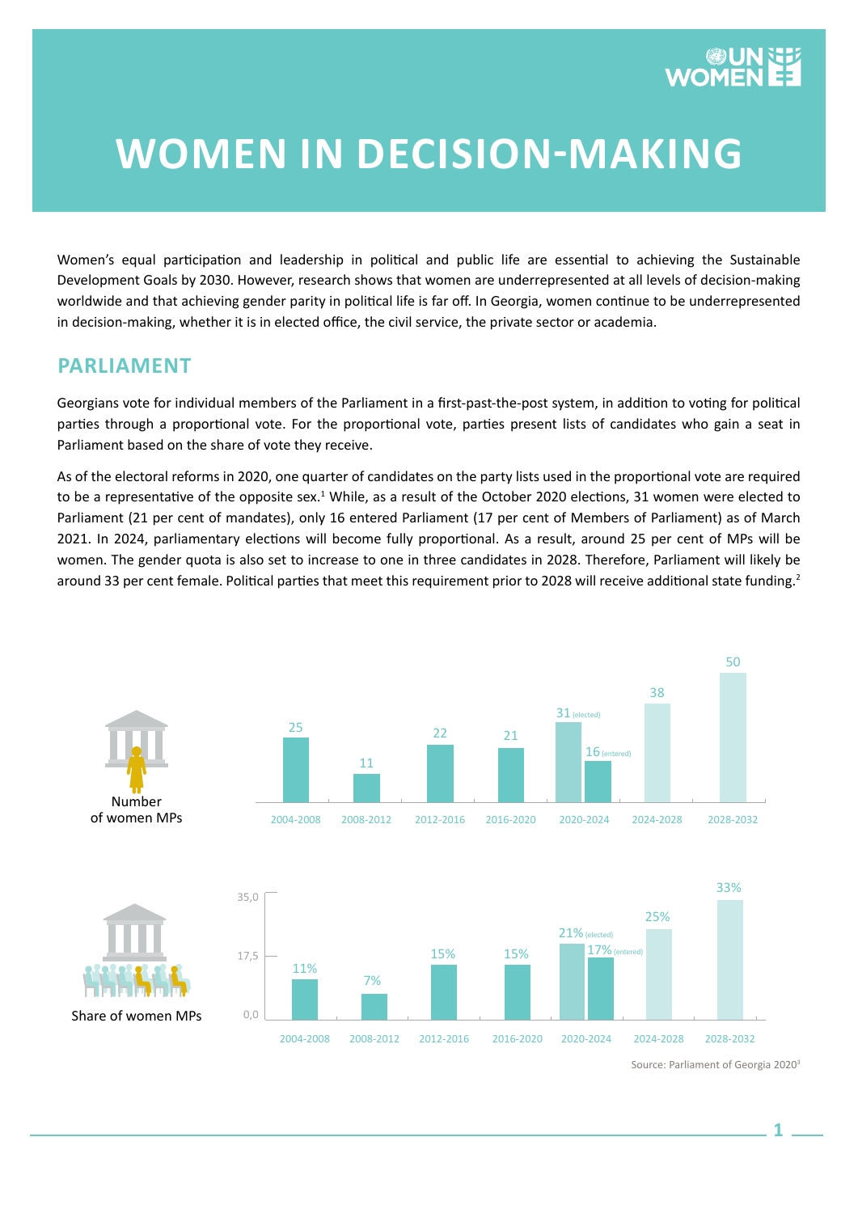# WOMEN IN DECISION-MAKING

Women's equal participation and leadership in political and public life are essential to achieving the Sustainable Development Goals by 2030. However, research shows that women are underrepresented at all levels of decision-making worldwide and that achieving gender parity in political life is far off. In Georgia, women continue to be underrepresented in decision-making, whether it is in elected office, the civil service, the private sector or academia.

## PARLIAMENT

Georgians vote for individual members of the Parliament in a first-past-the-post system, in addition to voting for political parties through a proportional vote. For the proportional vote, parties present lists of candidates who gain a seat in Parliament based on the share of vote they receive.

As of the electoral reforms in 2020, one quarter of candidates on the party lists used in the proportional vote are required to be a representative of the opposite sex.[1] While, as a result of the October 2020 elections, 31 women were elected to Parliament (21 per cent of mandates), only 16 entered Parliament (17 per cent of Members of Parliament) as of March 2021. In 2024, parliamentary elections will become fully proportional. As a result, around 25 per cent of MPs will be women. The gender quota is also set to increase to one in three candidates in 2028. Therefore, Parliament will likely be around 33 per cent female. Political parties that meet this requirement prior to 2028 will receive additional state funding.[2]

**Number of women MPs**

| Period | Number of women MPs |
|---|---|
| 2004-2008 | 25 |
| 2008-2012 | 11 |
| 2012-2016 | 22 |
| 2016-2020 | 21 |
| 2020-2024 | 31 (elected) / 16 (entered) |
| 2024-2028 | 38 |
| 2028-2032 | 50 |

**Share of women MPs**

| Period | Share of women MPs |
|---|---|
| 2004-2008 | 11% |
| 2008-2012 | 7% |
| 2012-2016 | 15% |
| 2016-2020 | 15% |
| 2020-2024 | 21% (elected) / 17% (entered) |
| 2024-2028 | 25% |
| 2028-2032 | 33% |

Source: Parliament of Georgia 2020[3]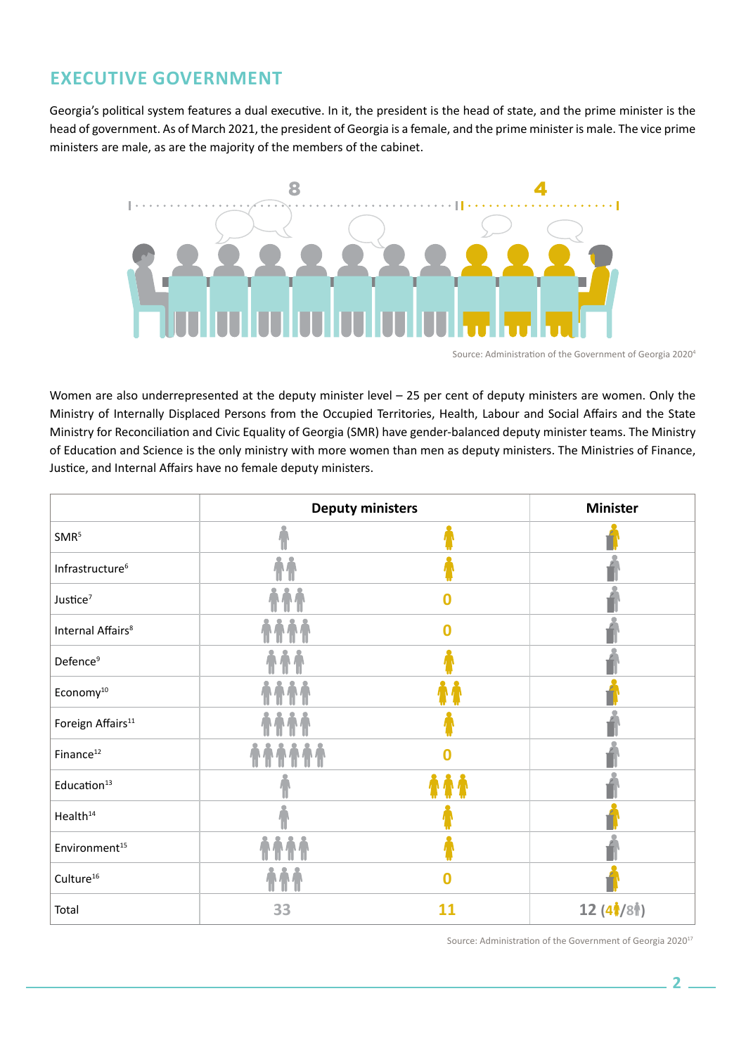## EXECUTIVE GOVERNMENT

Georgia's political system features a dual executive. In it, the president is the head of state, and the prime minister is the head of government. As of March 2021, the president of Georgia is a female, and the prime minister is male. The vice prime ministers are male, as are the majority of the members of the cabinet.

8 | 4

Source: Administration of the Government of Georgia 2020[4]

Women are also underrepresented at the deputy minister level – 25 per cent of deputy ministers are women. Only the Ministry of Internally Displaced Persons from the Occupied Territories, Health, Labour and Social Affairs and the State Ministry for Reconciliation and Civic Equality of Georgia (SMR) have gender-balanced deputy minister teams. The Ministry of Education and Science is the only ministry with more women than men as deputy ministers. The Ministries of Finance, Justice, and Internal Affairs have no female deputy ministers.

| | Deputy ministers (male) | Deputy ministers (female) | Minister |
|---|---|---|---|
| SMR[5] | 1 | 1 | female |
| Infrastructure[6] | 2 | 1 | male |
| Justice[7] | 3 | 0 | male |
| Internal Affairs[8] | 4 | 0 | male |
| Defence[9] | 3 | 1 | male |
| Economy[10] | 4 | 2 | female |
| Foreign Affairs[11] | 4 | 1 | male |
| Finance[12] | 6 | 0 | male |
| Education[13] | 1 | 3 | male |
| Health[14] | 1 | 1 | female |
| Environment[15] | 4 | 1 | male |
| Culture[16] | 3 | 0 | female |
| Total | 33 | 11 | 12 (4 female/8 male) |

Source: Administration of the Government of Georgia 2020[17]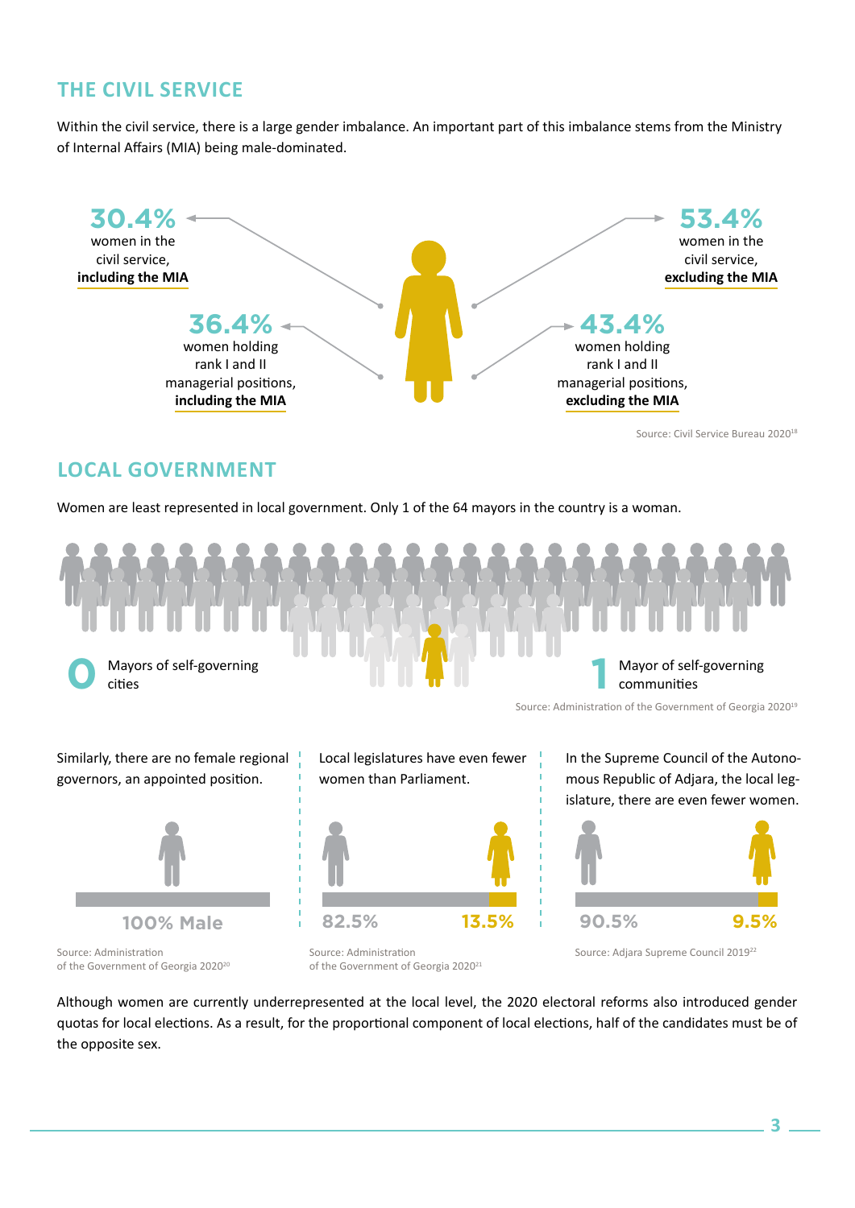## THE CIVIL SERVICE

Within the civil service, there is a large gender imbalance. An important part of this imbalance stems from the Ministry of Internal Affairs (MIA) being male-dominated.

**30.4%** women in the civil service, **including the MIA**

**53.4%** women in the civil service, **excluding the MIA**

**36.4%** women holding rank I and II managerial positions, **including the MIA**

**43.4%** women holding rank I and II managerial positions, **excluding the MIA**

Source: Civil Service Bureau 2020[18]

## LOCAL GOVERNMENT

Women are least represented in local government. Only 1 of the 64 mayors in the country is a woman.

**0** Mayors of self-governing cities

**1** Mayor of self-governing communities

Source: Administration of the Government of Georgia 2020[19]

Similarly, there are no female regional governors, an appointed position.

100% Male

Source: Administration of the Government of Georgia 2020[20]

Local legislatures have even fewer women than Parliament.

82.5% | 13.5%

Source: Administration of the Government of Georgia 2020[21]

In the Supreme Council of the Autonomous Republic of Adjara, the local legislature, there are even fewer women.

90.5% | 9.5%

Source: Adjara Supreme Council 2019[22]

Although women are currently underrepresented at the local level, the 2020 electoral reforms also introduced gender quotas for local elections. As a result, for the proportional component of local elections, half of the candidates must be of the opposite sex.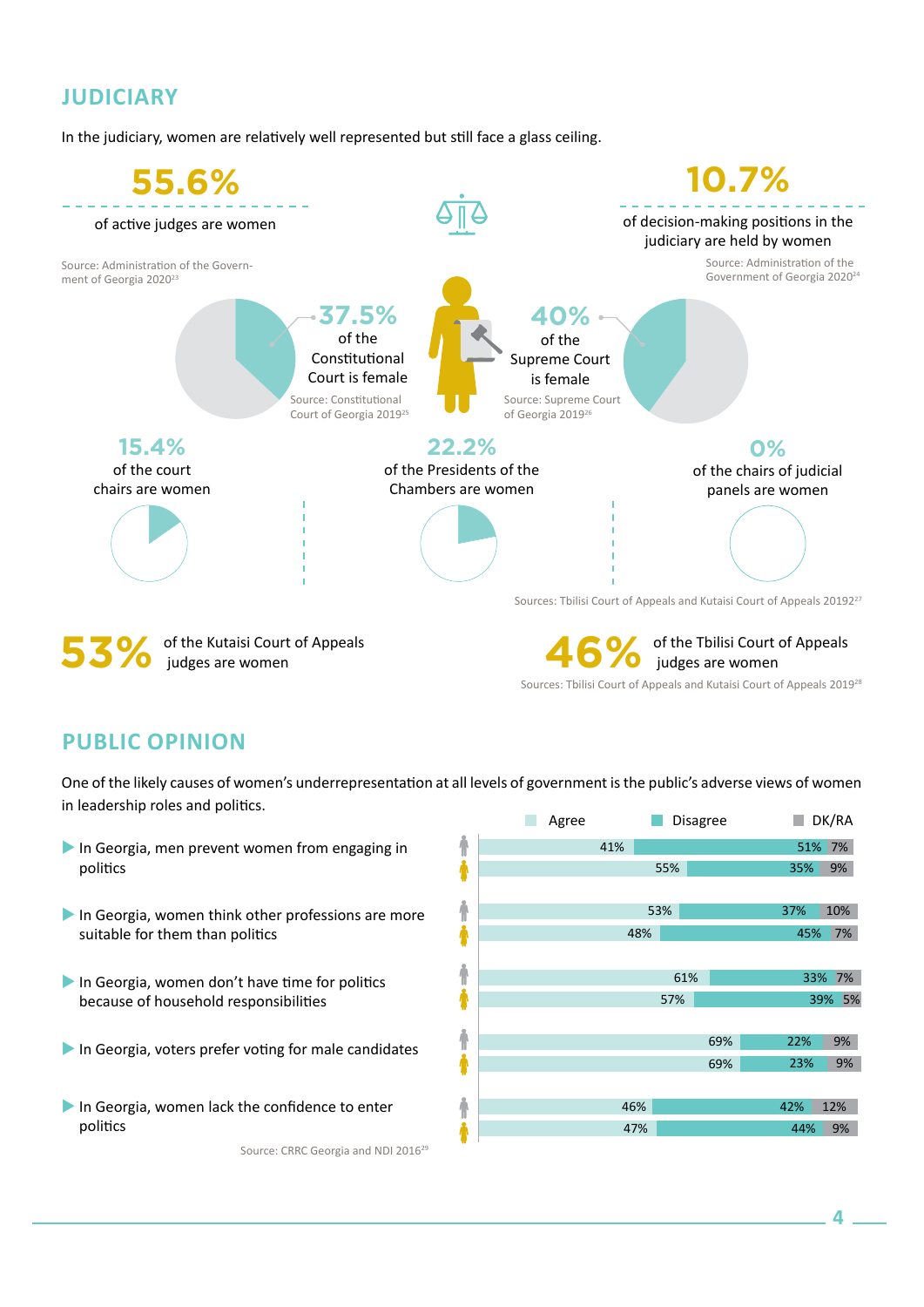## JUDICIARY

In the judiciary, women are relatively well represented but still face a glass ceiling.

**55.6%** of active judges are women

Source: Administration of the Government of Georgia 2020[23]

**10.7%** of decision-making positions in the judiciary are held by women

Source: Administration of the Government of Georgia 2020[24]

**37.5%** of the Constitutional Court is female

Source: Constitutional Court of Georgia 2019[25]

**40%** of the Supreme Court is female

Source: Supreme Court of Georgia 2019[26]

**15.4%** of the court chairs are women

**22.2%** of the Presidents of the Chambers are women

**0%** of the chairs of judicial panels are women

Sources: Tbilisi Court of Appeals and Kutaisi Court of Appeals 20192[27]

**53%** of the Kutaisi Court of Appeals judges are women

**46%** of the Tbilisi Court of Appeals judges are women

Sources: Tbilisi Court of Appeals and Kutaisi Court of Appeals 2019[28]

## PUBLIC OPINION

One of the likely causes of women's underrepresentation at all levels of government is the public's adverse views of women in leadership roles and politics.

| Statement | Respondents | Agree | Disagree | DK/RA |
|---|---|---|---|---|
| In Georgia, men prevent women from engaging in politics | Men | 41% | 51% | 7% |
| | Women | 55% | 35% | 9% |
| In Georgia, women think other professions are more suitable for them than politics | Men | 53% | 37% | 10% |
| | Women | 48% | 45% | 7% |
| In Georgia, women don't have time for politics because of household responsibilities | Men | 61% | 33% | 7% |
| | Women | 57% | 39% | 5% |
| In Georgia, voters prefer voting for male candidates | Men | 69% | 22% | 9% |
| | Women | 69% | 23% | 9% |
| In Georgia, women lack the confidence to enter politics | Men | 46% | 42% | 12% |
| | Women | 47% | 44% | 9% |

Source: CRRC Georgia and NDI 2016[29]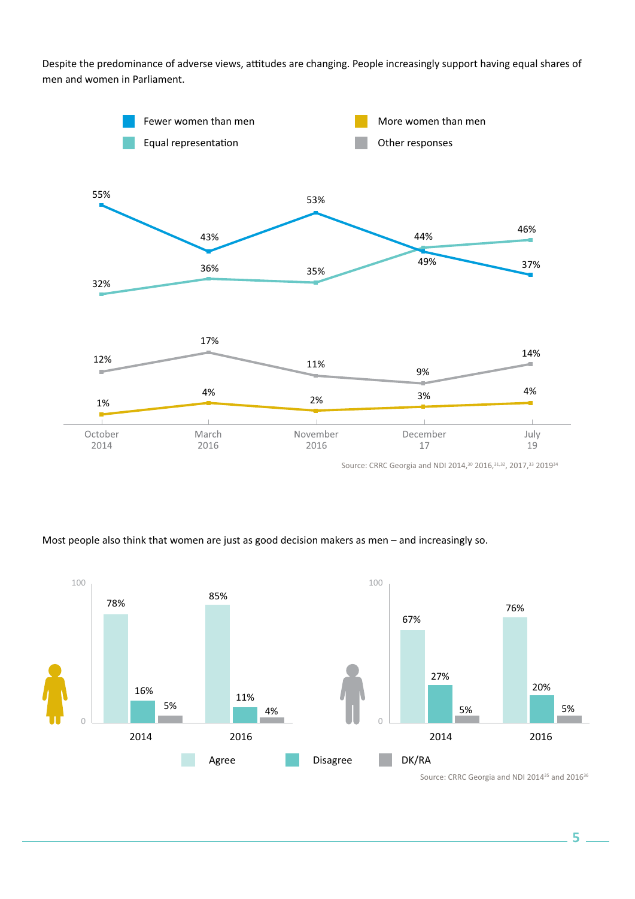Despite the predominance of adverse views, attitudes are changing. People increasingly support having equal shares of men and women in Parliament.

| | October 2014 | March 2016 | November 2016 | December 17 | July 19 |
|---|---|---|---|---|---|
| Fewer women than men | 55% | 43% | 53% | 49% | 37% |
| Equal representation | 32% | 36% | 35% | 44% | 46% |
| Other responses | 12% | 17% | 11% | 9% | 14% |
| More women than men | 1% | 4% | 2% | 3% | 4% |

Source: CRRC Georgia and NDI 2014,[30] 2016,[31,32], 2017,[33] 2019[34]

Most people also think that women are just as good decision makers as men – and increasingly so.

| | Women 2014 | Women 2016 | Men 2014 | Men 2016 |
|---|---|---|---|---|
| Agree | 78% | 85% | 67% | 76% |
| Disagree | 16% | 11% | 27% | 20% |
| DK/RA | 5% | 4% | 5% | 5% |

Source: CRRC Georgia and NDI 2014[35] and 2016[36]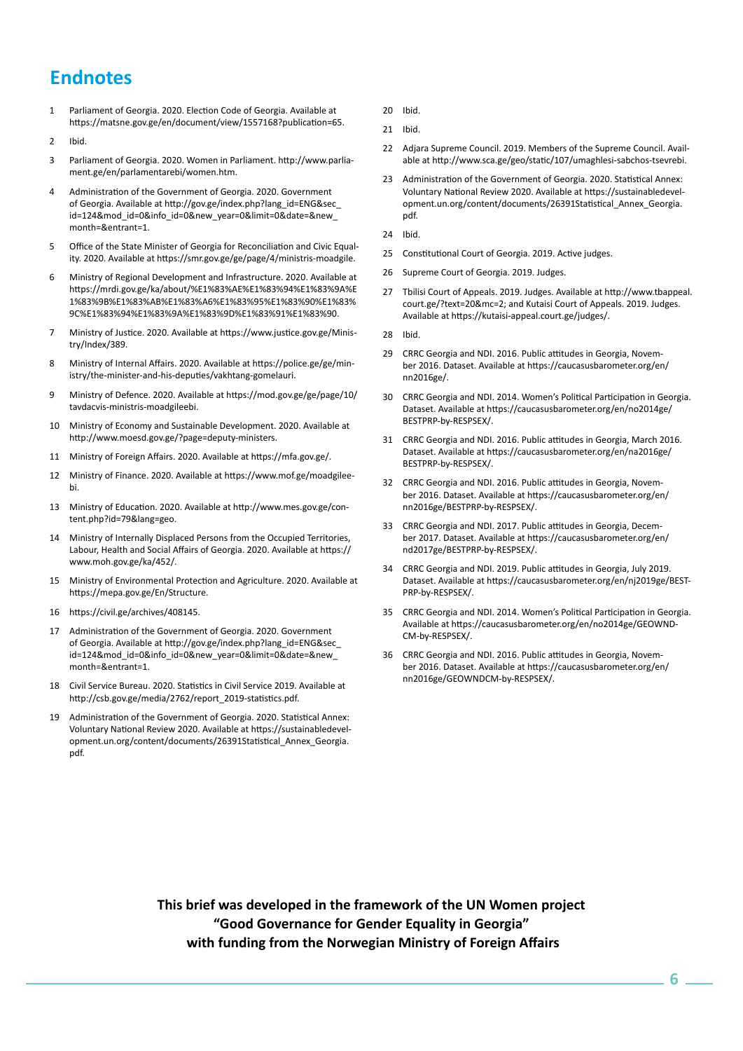## Endnotes

1. Parliament of Georgia. 2020. Election Code of Georgia. Available at https://matsne.gov.ge/en/document/view/1557168?publication=65.
2. Ibid.
3. Parliament of Georgia. 2020. Women in Parliament. http://www.parliament.ge/en/parlamentarebi/women.htm.
4. Administration of the Government of Georgia. 2020. Government of Georgia. Available at http://gov.ge/index.php?lang_id=ENG&sec_id=124&mod_id=0&info_id=0&new_year=0&limit=0&date=&new_month=&entrant=1.
5. Office of the State Minister of Georgia for Reconciliation and Civic Equality. 2020. Available at https://smr.gov.ge/ge/page/4/ministris-moadgile.
6. Ministry of Regional Development and Infrastructure. 2020. Available at https://mrdi.gov.ge/ka/about/%E1%83%AE%E1%83%94%E1%83%9A%E1%83%9B%E1%83%AB%E1%83%A6%E1%83%95%E1%83%90%E1%83%9C%E1%83%94%E1%83%9A%E1%83%9D%E1%83%91%E1%83%90.
7. Ministry of Justice. 2020. Available at https://www.justice.gov.ge/Ministry/Index/389.
8. Ministry of Internal Affairs. 2020. Available at https://police.ge/ge/ministry/the-minister-and-his-deputies/vakhtang-gomelauri.
9. Ministry of Defence. 2020. Available at https://mod.gov.ge/ge/page/10/tavdacvis-ministris-moadgileebi.
10. Ministry of Economy and Sustainable Development. 2020. Available at http://www.moesd.gov.ge/?page=deputy-ministers.
11. Ministry of Foreign Affairs. 2020. Available at https://mfa.gov.ge/.
12. Ministry of Finance. 2020. Available at https://www.mof.ge/moadgileebi.
13. Ministry of Education. 2020. Available at http://www.mes.gov.ge/content.php?id=79&lang=geo.
14. Ministry of Internally Displaced Persons from the Occupied Territories, Labour, Health and Social Affairs of Georgia. 2020. Available at https://www.moh.gov.ge/ka/452/.
15. Ministry of Environmental Protection and Agriculture. 2020. Available at https://mepa.gov.ge/En/Structure.
16. https://civil.ge/archives/408145.
17. Administration of the Government of Georgia. 2020. Government of Georgia. Available at http://gov.ge/index.php?lang_id=ENG&sec_id=124&mod_id=0&info_id=0&new_year=0&limit=0&date=&new_month=&entrant=1.
18. Civil Service Bureau. 2020. Statistics in Civil Service 2019. Available at http://csb.gov.ge/media/2762/report_2019-statistics.pdf.
19. Administration of the Government of Georgia. 2020. Statistical Annex: Voluntary National Review 2020. Available at https://sustainabledevelopment.un.org/content/documents/26391Statistical_Annex_Georgia.pdf.
20. Ibid.
21. Ibid.
22. Adjara Supreme Council. 2019. Members of the Supreme Council. Available at http://www.sca.ge/geo/static/107/umaghlesi-sabchos-tsevrebi.
23. Administration of the Government of Georgia. 2020. Statistical Annex: Voluntary National Review 2020. Available at https://sustainabledevelopment.un.org/content/documents/26391Statistical_Annex_Georgia.pdf.
24. Ibid.
25. Constitutional Court of Georgia. 2019. Active judges.
26. Supreme Court of Georgia. 2019. Judges.
27. Tbilisi Court of Appeals. 2019. Judges. Available at http://www.tbappeal.court.ge/?text=20&mc=2; and Kutaisi Court of Appeals. 2019. Judges. Available at https://kutaisi-appeal.court.ge/judges/.
28. Ibid.
29. CRRC Georgia and NDI. 2016. Public attitudes in Georgia, November 2016. Dataset. Available at https://caucasusbarometer.org/en/nn2016ge/.
30. CRRC Georgia and NDI. 2014. Women's Political Participation in Georgia. Dataset. Available at https://caucasusbarometer.org/en/no2014ge/BESTPRP-by-RESPSEX/.
31. CRRC Georgia and NDI. 2016. Public attitudes in Georgia, March 2016. Dataset. Available at https://caucasusbarometer.org/en/na2016ge/BESTPRP-by-RESPSEX/.
32. CRRC Georgia and NDI. 2016. Public attitudes in Georgia, November 2016. Dataset. Available at https://caucasusbarometer.org/en/nn2016ge/BESTPRP-by-RESPSEX/.
33. CRRC Georgia and NDI. 2017. Public attitudes in Georgia, December 2017. Dataset. Available at https://caucasusbarometer.org/en/nd2017ge/BESTPRP-by-RESPSEX/.
34. CRRC Georgia and NDI. 2019. Public attitudes in Georgia, July 2019. Dataset. Available at https://caucasusbarometer.org/en/nj2019ge/BESTPRP-by-RESPSEX/.
35. CRRC Georgia and NDI. 2014. Women's Political Participation in Georgia. Available at https://caucasusbarometer.org/en/no2014ge/GEOWNDCM-by-RESPSEX/.
36. CRRC Georgia and NDI. 2016. Public attitudes in Georgia, November 2016. Dataset. Available at https://caucasusbarometer.org/en/nn2016ge/GEOWNDCM-by-RESPSEX/.

**This brief was developed in the framework of the UN Women project "Good Governance for Gender Equality in Georgia" with funding from the Norwegian Ministry of Foreign Affairs**